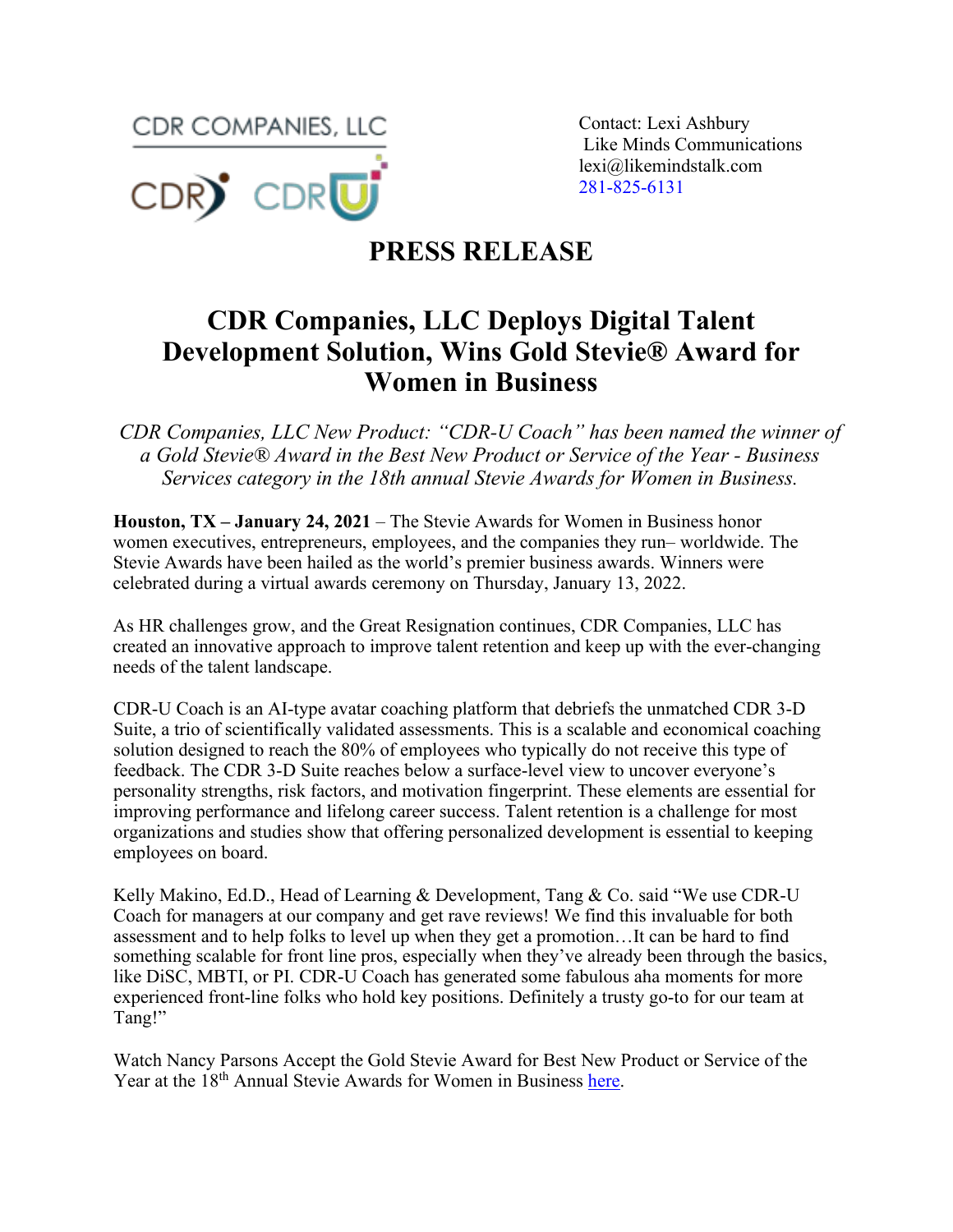CDR COMPANIES, LLC

CDR CDRU

Contact: Lexi Ashbury
Like Minds Communications
lexi@likemindstalk.com
281-825-6131

# PRESS RELEASE

# CDR Companies, LLC Deploys Digital Talent Development Solution, Wins Gold Stevie® Award for Women in Business

*CDR Companies, LLC New Product: "CDR-U Coach" has been named the winner of a Gold Stevie® Award in the Best New Product or Service of the Year - Business Services category in the 18th annual Stevie Awards for Women in Business.*

**Houston, TX – January 24, 2021** – The Stevie Awards for Women in Business honor women executives, entrepreneurs, employees, and the companies they run– worldwide. The Stevie Awards have been hailed as the world's premier business awards. Winners were celebrated during a virtual awards ceremony on Thursday, January 13, 2022.

As HR challenges grow, and the Great Resignation continues, CDR Companies, LLC has created an innovative approach to improve talent retention and keep up with the ever-changing needs of the talent landscape.

CDR-U Coach is an AI-type avatar coaching platform that debriefs the unmatched CDR 3-D Suite, a trio of scientifically validated assessments. This is a scalable and economical coaching solution designed to reach the 80% of employees who typically do not receive this type of feedback. The CDR 3-D Suite reaches below a surface-level view to uncover everyone's personality strengths, risk factors, and motivation fingerprint. These elements are essential for improving performance and lifelong career success. Talent retention is a challenge for most organizations and studies show that offering personalized development is essential to keeping employees on board.

Kelly Makino, Ed.D., Head of Learning & Development, Tang & Co. said "We use CDR-U Coach for managers at our company and get rave reviews! We find this invaluable for both assessment and to help folks to level up when they get a promotion…It can be hard to find something scalable for front line pros, especially when they've already been through the basics, like DiSC, MBTI, or PI. CDR-U Coach has generated some fabulous aha moments for more experienced front-line folks who hold key positions. Definitely a trusty go-to for our team at Tang!"

Watch Nancy Parsons Accept the Gold Stevie Award for Best New Product or Service of the Year at the 18th Annual Stevie Awards for Women in Business here.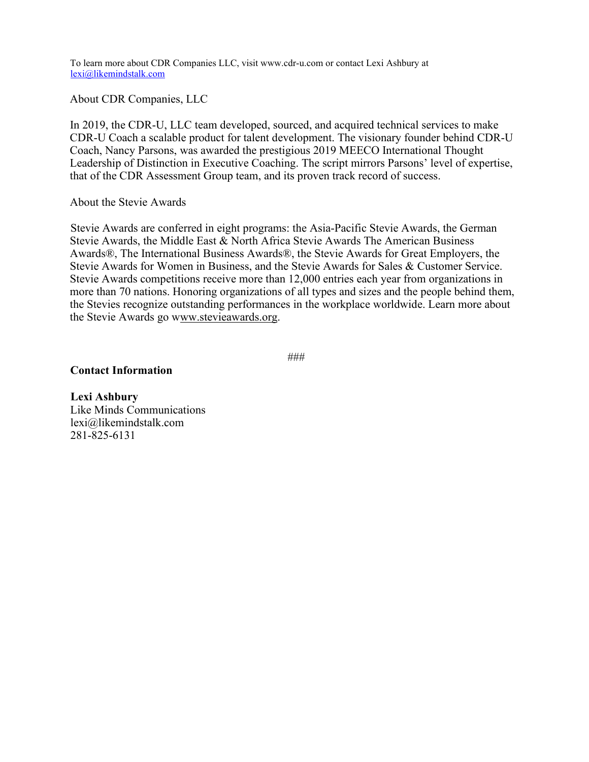To learn more about CDR Companies LLC, visit www.cdr-u.com or contact Lexi Ashbury at lexi@likemindstalk.com

About CDR Companies, LLC

In 2019, the CDR-U, LLC team developed, sourced, and acquired technical services to make CDR-U Coach a scalable product for talent development. The visionary founder behind CDR-U Coach, Nancy Parsons, was awarded the prestigious 2019 MEECO International Thought Leadership of Distinction in Executive Coaching. The script mirrors Parsons' level of expertise, that of the CDR Assessment Group team, and its proven track record of success.

About the Stevie Awards

Stevie Awards are conferred in eight programs: the Asia-Pacific Stevie Awards, the German Stevie Awards, the Middle East & North Africa Stevie Awards The American Business Awards®, The International Business Awards®, the Stevie Awards for Great Employers, the Stevie Awards for Women in Business, and the Stevie Awards for Sales & Customer Service. Stevie Awards competitions receive more than 12,000 entries each year from organizations in more than 70 nations. Honoring organizations of all types and sizes and the people behind them, the Stevies recognize outstanding performances in the workplace worldwide. Learn more about the Stevie Awards go wwww.stevieawards.org.

###

**Contact Information**

**Lexi Ashbury**
Like Minds Communications
lexi@likemindstalk.com
281-825-6131